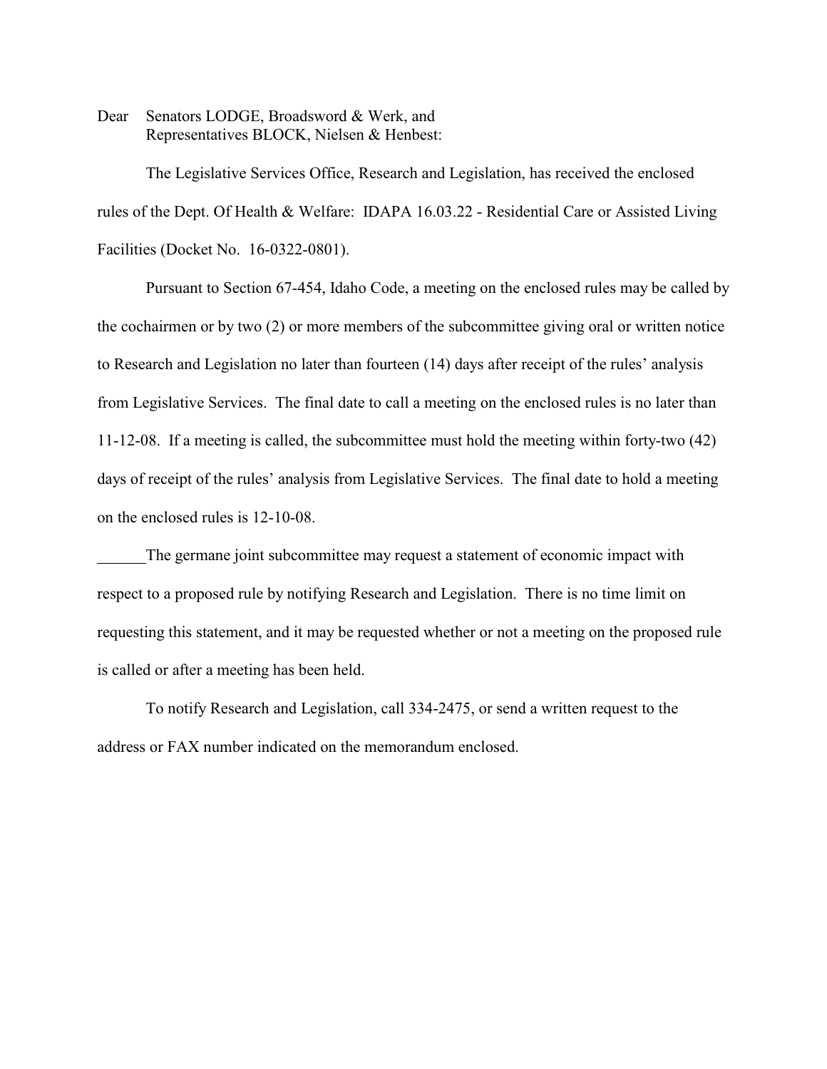Dear Senators LODGE, Broadsword & Werk, and
Representatives BLOCK, Nielsen & Henbest:

The Legislative Services Office, Research and Legislation, has received the enclosed rules of the Dept. Of Health & Welfare: IDAPA 16.03.22 - Residential Care or Assisted Living Facilities (Docket No. 16-0322-0801).

Pursuant to Section 67-454, Idaho Code, a meeting on the enclosed rules may be called by the cochairmen or by two (2) or more members of the subcommittee giving oral or written notice to Research and Legislation no later than fourteen (14) days after receipt of the rules' analysis from Legislative Services. The final date to call a meeting on the enclosed rules is no later than 11-12-08. If a meeting is called, the subcommittee must hold the meeting within forty-two (42) days of receipt of the rules' analysis from Legislative Services. The final date to hold a meeting on the enclosed rules is 12-10-08.

______The germane joint subcommittee may request a statement of economic impact with respect to a proposed rule by notifying Research and Legislation. There is no time limit on requesting this statement, and it may be requested whether or not a meeting on the proposed rule is called or after a meeting has been held.

To notify Research and Legislation, call 334-2475, or send a written request to the address or FAX number indicated on the memorandum enclosed.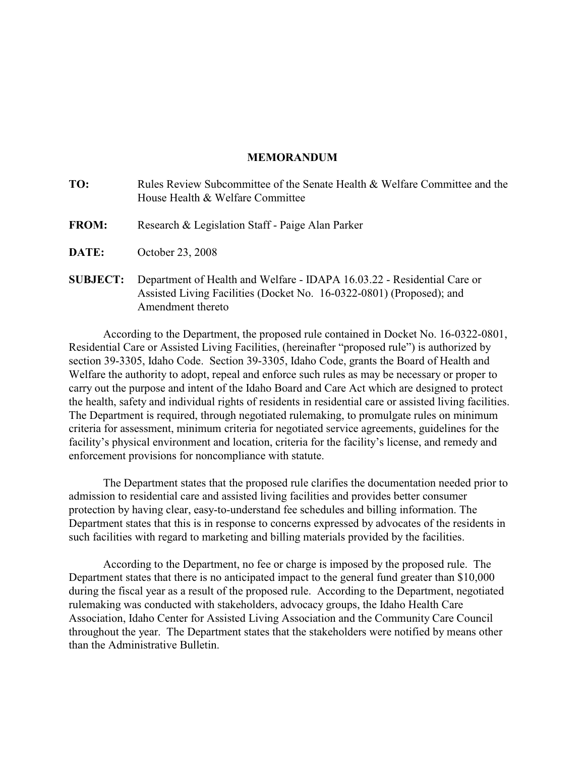# MEMORANDUM

**TO:** Rules Review Subcommittee of the Senate Health & Welfare Committee and the House Health & Welfare Committee

**FROM:** Research & Legislation Staff - Paige Alan Parker

**DATE:** October 23, 2008

**SUBJECT:** Department of Health and Welfare - IDAPA 16.03.22 - Residential Care or Assisted Living Facilities (Docket No. 16-0322-0801) (Proposed); and Amendment thereto

According to the Department, the proposed rule contained in Docket No. 16-0322-0801, Residential Care or Assisted Living Facilities, (hereinafter "proposed rule") is authorized by section 39-3305, Idaho Code. Section 39-3305, Idaho Code, grants the Board of Health and Welfare the authority to adopt, repeal and enforce such rules as may be necessary or proper to carry out the purpose and intent of the Idaho Board and Care Act which are designed to protect the health, safety and individual rights of residents in residential care or assisted living facilities. The Department is required, through negotiated rulemaking, to promulgate rules on minimum criteria for assessment, minimum criteria for negotiated service agreements, guidelines for the facility's physical environment and location, criteria for the facility's license, and remedy and enforcement provisions for noncompliance with statute.

The Department states that the proposed rule clarifies the documentation needed prior to admission to residential care and assisted living facilities and provides better consumer protection by having clear, easy-to-understand fee schedules and billing information. The Department states that this is in response to concerns expressed by advocates of the residents in such facilities with regard to marketing and billing materials provided by the facilities.

According to the Department, no fee or charge is imposed by the proposed rule. The Department states that there is no anticipated impact to the general fund greater than $10,000 during the fiscal year as a result of the proposed rule. According to the Department, negotiated rulemaking was conducted with stakeholders, advocacy groups, the Idaho Health Care Association, Idaho Center for Assisted Living Association and the Community Care Council throughout the year. The Department states that the stakeholders were notified by means other than the Administrative Bulletin.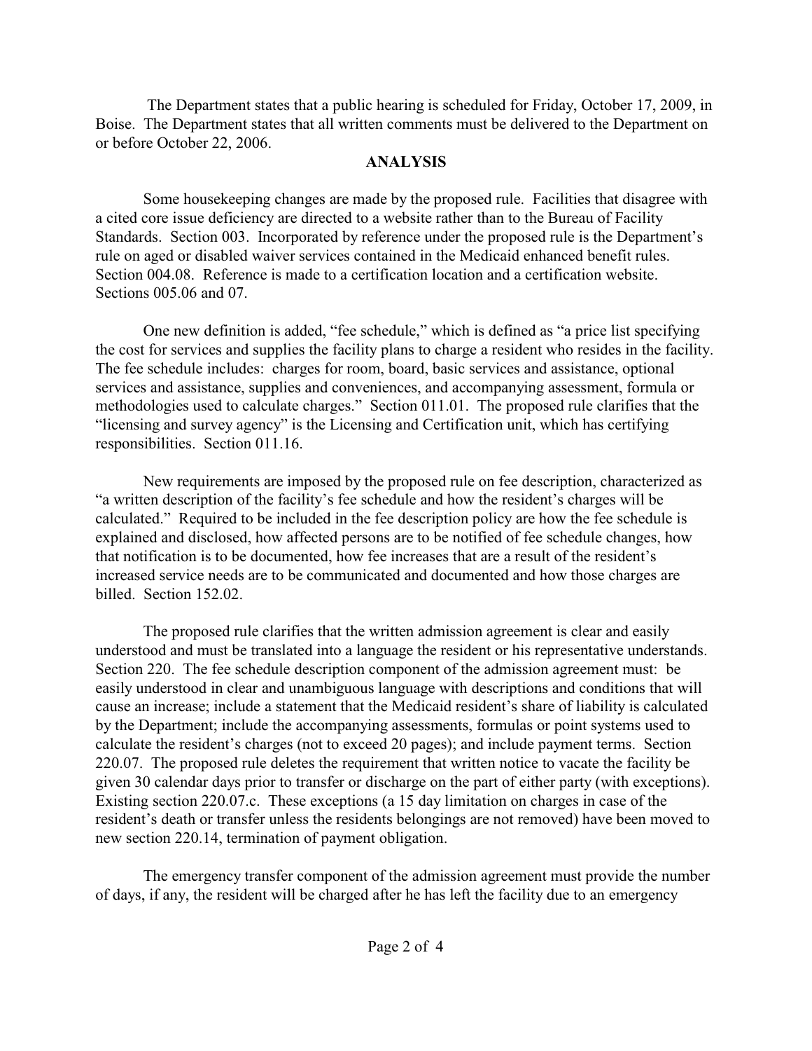The Department states that a public hearing is scheduled for Friday, October 17, 2009, in Boise. The Department states that all written comments must be delivered to the Department on or before October 22, 2006.

## ANALYSIS

Some housekeeping changes are made by the proposed rule. Facilities that disagree with a cited core issue deficiency are directed to a website rather than to the Bureau of Facility Standards. Section 003. Incorporated by reference under the proposed rule is the Department's rule on aged or disabled waiver services contained in the Medicaid enhanced benefit rules. Section 004.08. Reference is made to a certification location and a certification website. Sections 005.06 and 07.

One new definition is added, "fee schedule," which is defined as "a price list specifying the cost for services and supplies the facility plans to charge a resident who resides in the facility. The fee schedule includes: charges for room, board, basic services and assistance, optional services and assistance, supplies and conveniences, and accompanying assessment, formula or methodologies used to calculate charges." Section 011.01. The proposed rule clarifies that the "licensing and survey agency" is the Licensing and Certification unit, which has certifying responsibilities. Section 011.16.

New requirements are imposed by the proposed rule on fee description, characterized as "a written description of the facility's fee schedule and how the resident's charges will be calculated." Required to be included in the fee description policy are how the fee schedule is explained and disclosed, how affected persons are to be notified of fee schedule changes, how that notification is to be documented, how fee increases that are a result of the resident's increased service needs are to be communicated and documented and how those charges are billed. Section 152.02.

The proposed rule clarifies that the written admission agreement is clear and easily understood and must be translated into a language the resident or his representative understands. Section 220. The fee schedule description component of the admission agreement must: be easily understood in clear and unambiguous language with descriptions and conditions that will cause an increase; include a statement that the Medicaid resident's share of liability is calculated by the Department; include the accompanying assessments, formulas or point systems used to calculate the resident's charges (not to exceed 20 pages); and include payment terms. Section 220.07. The proposed rule deletes the requirement that written notice to vacate the facility be given 30 calendar days prior to transfer or discharge on the part of either party (with exceptions). Existing section 220.07.c. These exceptions (a 15 day limitation on charges in case of the resident's death or transfer unless the residents belongings are not removed) have been moved to new section 220.14, termination of payment obligation.

The emergency transfer component of the admission agreement must provide the number of days, if any, the resident will be charged after he has left the facility due to an emergency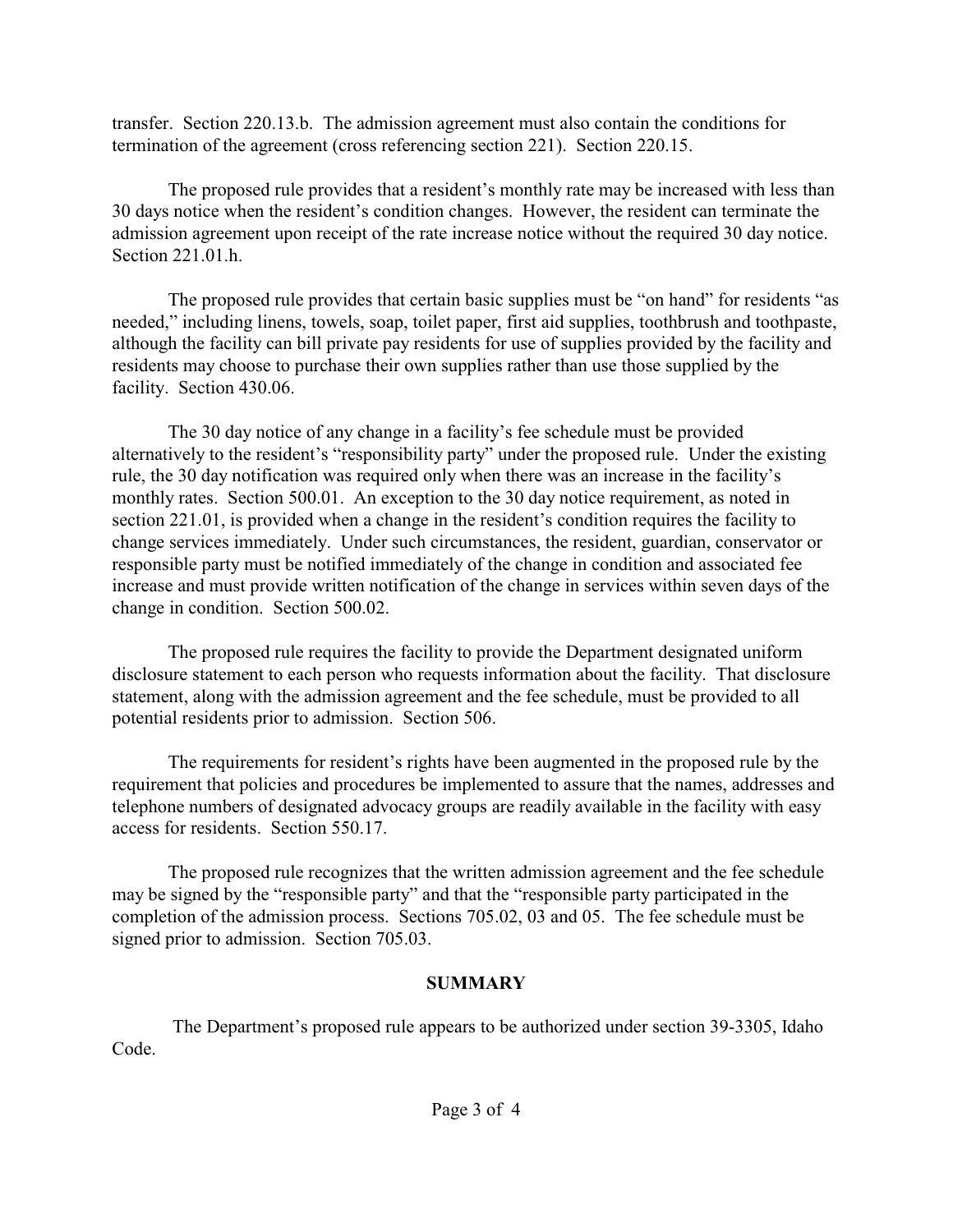transfer. Section 220.13.b. The admission agreement must also contain the conditions for termination of the agreement (cross referencing section 221). Section 220.15.

The proposed rule provides that a resident's monthly rate may be increased with less than 30 days notice when the resident's condition changes. However, the resident can terminate the admission agreement upon receipt of the rate increase notice without the required 30 day notice. Section 221.01.h.

The proposed rule provides that certain basic supplies must be "on hand" for residents "as needed," including linens, towels, soap, toilet paper, first aid supplies, toothbrush and toothpaste, although the facility can bill private pay residents for use of supplies provided by the facility and residents may choose to purchase their own supplies rather than use those supplied by the facility. Section 430.06.

The 30 day notice of any change in a facility's fee schedule must be provided alternatively to the resident's "responsibility party" under the proposed rule. Under the existing rule, the 30 day notification was required only when there was an increase in the facility's monthly rates. Section 500.01. An exception to the 30 day notice requirement, as noted in section 221.01, is provided when a change in the resident's condition requires the facility to change services immediately. Under such circumstances, the resident, guardian, conservator or responsible party must be notified immediately of the change in condition and associated fee increase and must provide written notification of the change in services within seven days of the change in condition. Section 500.02.

The proposed rule requires the facility to provide the Department designated uniform disclosure statement to each person who requests information about the facility. That disclosure statement, along with the admission agreement and the fee schedule, must be provided to all potential residents prior to admission. Section 506.

The requirements for resident's rights have been augmented in the proposed rule by the requirement that policies and procedures be implemented to assure that the names, addresses and telephone numbers of designated advocacy groups are readily available in the facility with easy access for residents. Section 550.17.

The proposed rule recognizes that the written admission agreement and the fee schedule may be signed by the "responsible party" and that the "responsible party participated in the completion of the admission process. Sections 705.02, 03 and 05. The fee schedule must be signed prior to admission. Section 705.03.

## SUMMARY

The Department's proposed rule appears to be authorized under section 39-3305, Idaho Code.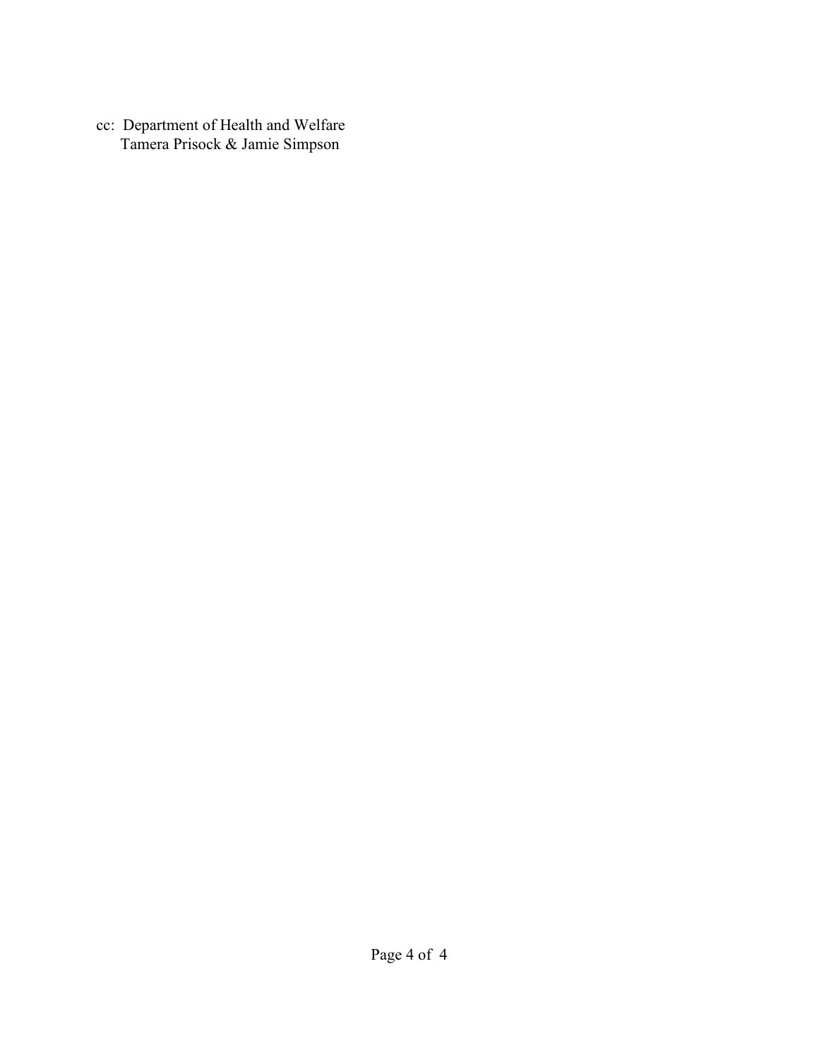cc: Department of Health and Welfare
Tamera Prisock & Jamie Simpson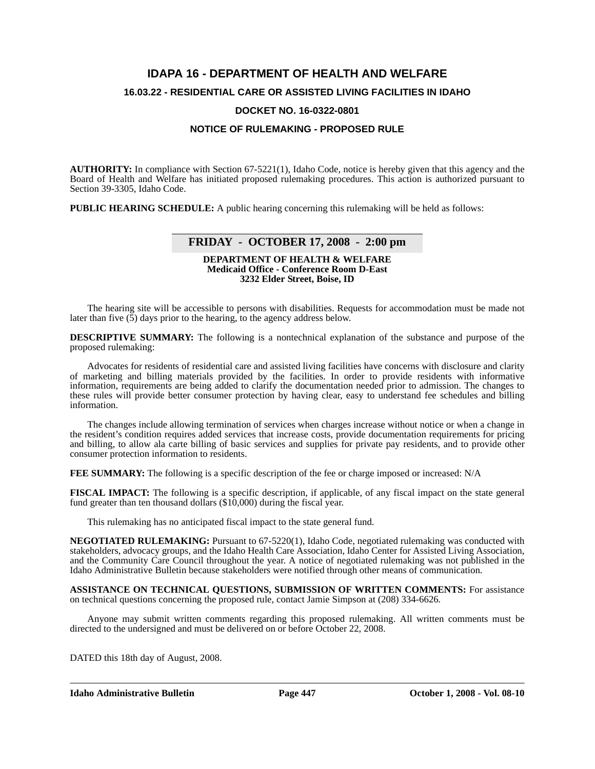# IDAPA 16 - DEPARTMENT OF HEALTH AND WELFARE

## 16.03.22 - RESIDENTIAL CARE OR ASSISTED LIVING FACILITIES IN IDAHO

## DOCKET NO. 16-0322-0801

## NOTICE OF RULEMAKING - PROPOSED RULE

**AUTHORITY:** In compliance with Section 67-5221(1), Idaho Code, notice is hereby given that this agency and the Board of Health and Welfare has initiated proposed rulemaking procedures. This action is authorized pursuant to Section 39-3305, Idaho Code.

**PUBLIC HEARING SCHEDULE:** A public hearing concerning this rulemaking will be held as follows:

**FRIDAY - OCTOBER 17, 2008 - 2:00 pm**

**DEPARTMENT OF HEALTH & WELFARE**
**Medicaid Office - Conference Room D-East**
**3232 Elder Street, Boise, ID**

The hearing site will be accessible to persons with disabilities. Requests for accommodation must be made not later than five (5) days prior to the hearing, to the agency address below.

**DESCRIPTIVE SUMMARY:** The following is a nontechnical explanation of the substance and purpose of the proposed rulemaking:

Advocates for residents of residential care and assisted living facilities have concerns with disclosure and clarity of marketing and billing materials provided by the facilities. In order to provide residents with informative information, requirements are being added to clarify the documentation needed prior to admission. The changes to these rules will provide better consumer protection by having clear, easy to understand fee schedules and billing information.

The changes include allowing termination of services when charges increase without notice or when a change in the resident's condition requires added services that increase costs, provide documentation requirements for pricing and billing, to allow ala carte billing of basic services and supplies for private pay residents, and to provide other consumer protection information to residents.

**FEE SUMMARY:** The following is a specific description of the fee or charge imposed or increased: N/A

**FISCAL IMPACT:** The following is a specific description, if applicable, of any fiscal impact on the state general fund greater than ten thousand dollars ($10,000) during the fiscal year.

This rulemaking has no anticipated fiscal impact to the state general fund.

**NEGOTIATED RULEMAKING:** Pursuant to 67-5220(1), Idaho Code, negotiated rulemaking was conducted with stakeholders, advocacy groups, and the Idaho Health Care Association, Idaho Center for Assisted Living Association, and the Community Care Council throughout the year. A notice of negotiated rulemaking was not published in the Idaho Administrative Bulletin because stakeholders were notified through other means of communication.

**ASSISTANCE ON TECHNICAL QUESTIONS, SUBMISSION OF WRITTEN COMMENTS:** For assistance on technical questions concerning the proposed rule, contact Jamie Simpson at (208) 334-6626.

Anyone may submit written comments regarding this proposed rulemaking. All written comments must be directed to the undersigned and must be delivered on or before October 22, 2008.

DATED this 18th day of August, 2008.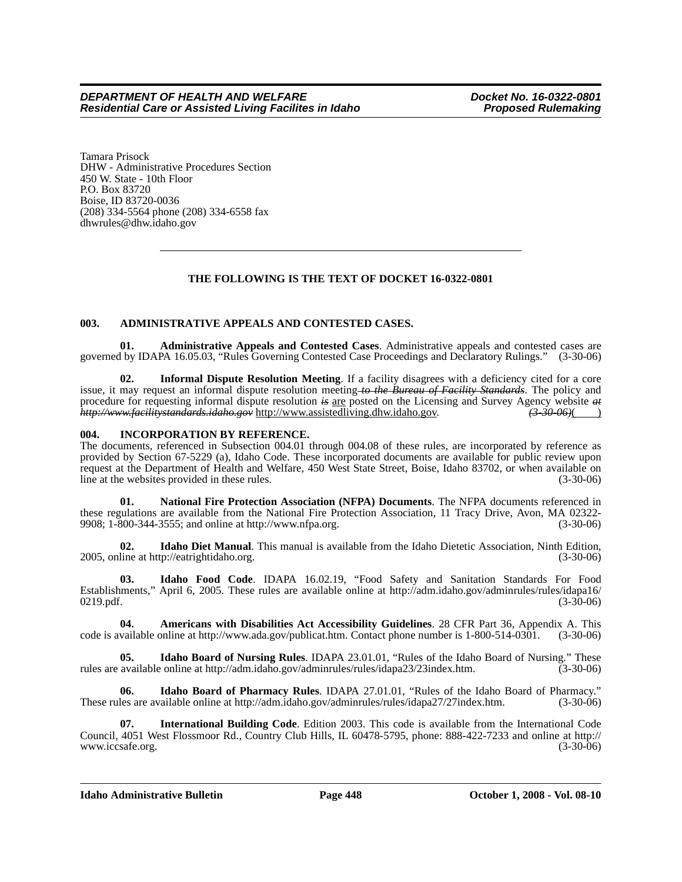Tamara Prisock
DHW - Administrative Procedures Section
450 W. State - 10th Floor
P.O. Box 83720
Boise, ID 83720-0036
(208) 334-5564 phone (208) 334-6558 fax
dhwrules@dhw.idaho.gov

---

**THE FOLLOWING IS THE TEXT OF DOCKET 16-0322-0801**

**003. ADMINISTRATIVE APPEALS AND CONTESTED CASES.**

**01. Administrative Appeals and Contested Cases**. Administrative appeals and contested cases are governed by IDAPA 16.05.03, "Rules Governing Contested Case Proceedings and Declaratory Rulings." (3-30-06)

**02. Informal Dispute Resolution Meeting**. If a facility disagrees with a deficiency cited for a core issue, it may request an informal dispute resolution meeting ~~*to the Bureau of Facility Standards*~~. The policy and procedure for requesting informal dispute resolution ~~*is*~~ are posted on the Licensing and Survey Agency website ~~*at http://www.facilitystandards.idaho.gov*~~ http://www.assistedliving.dhw.idaho.gov. ~~*(3-30-06)*~~( )

**004. INCORPORATION BY REFERENCE.**

The documents, referenced in Subsection 004.01 through 004.08 of these rules, are incorporated by reference as provided by Section 67-5229 (a), Idaho Code. These incorporated documents are available for public review upon request at the Department of Health and Welfare, 450 West State Street, Boise, Idaho 83702, or when available on line at the websites provided in these rules. (3-30-06)

**01. National Fire Protection Association (NFPA) Documents**. The NFPA documents referenced in these regulations are available from the National Fire Protection Association, 11 Tracy Drive, Avon, MA 02322-9908; 1-800-344-3555; and online at http://www.nfpa.org. (3-30-06)

**02. Idaho Diet Manual**. This manual is available from the Idaho Dietetic Association, Ninth Edition, 2005, online at http://eatrightidaho.org. (3-30-06)

**03. Idaho Food Code**. IDAPA 16.02.19, "Food Safety and Sanitation Standards For Food Establishments," April 6, 2005. These rules are available online at http://adm.idaho.gov/adminrules/rules/idapa16/0219.pdf. (3-30-06)

**04. Americans with Disabilities Act Accessibility Guidelines**. 28 CFR Part 36, Appendix A. This code is available online at http://www.ada.gov/publicat.htm. Contact phone number is 1-800-514-0301. (3-30-06)

**05. Idaho Board of Nursing Rules**. IDAPA 23.01.01, "Rules of the Idaho Board of Nursing." These rules are available online at http://adm.idaho.gov/adminrules/rules/idapa23/23index.htm. (3-30-06)

**06. Idaho Board of Pharmacy Rules**. IDAPA 27.01.01, "Rules of the Idaho Board of Pharmacy." These rules are available online at http://adm.idaho.gov/adminrules/rules/idapa27/27index.htm. (3-30-06)

**07. International Building Code**. Edition 2003. This code is available from the International Code Council, 4051 West Flossmoor Rd., Country Club Hills, IL 60478-5795, phone: 888-422-7233 and online at http://www.iccsafe.org. (3-30-06)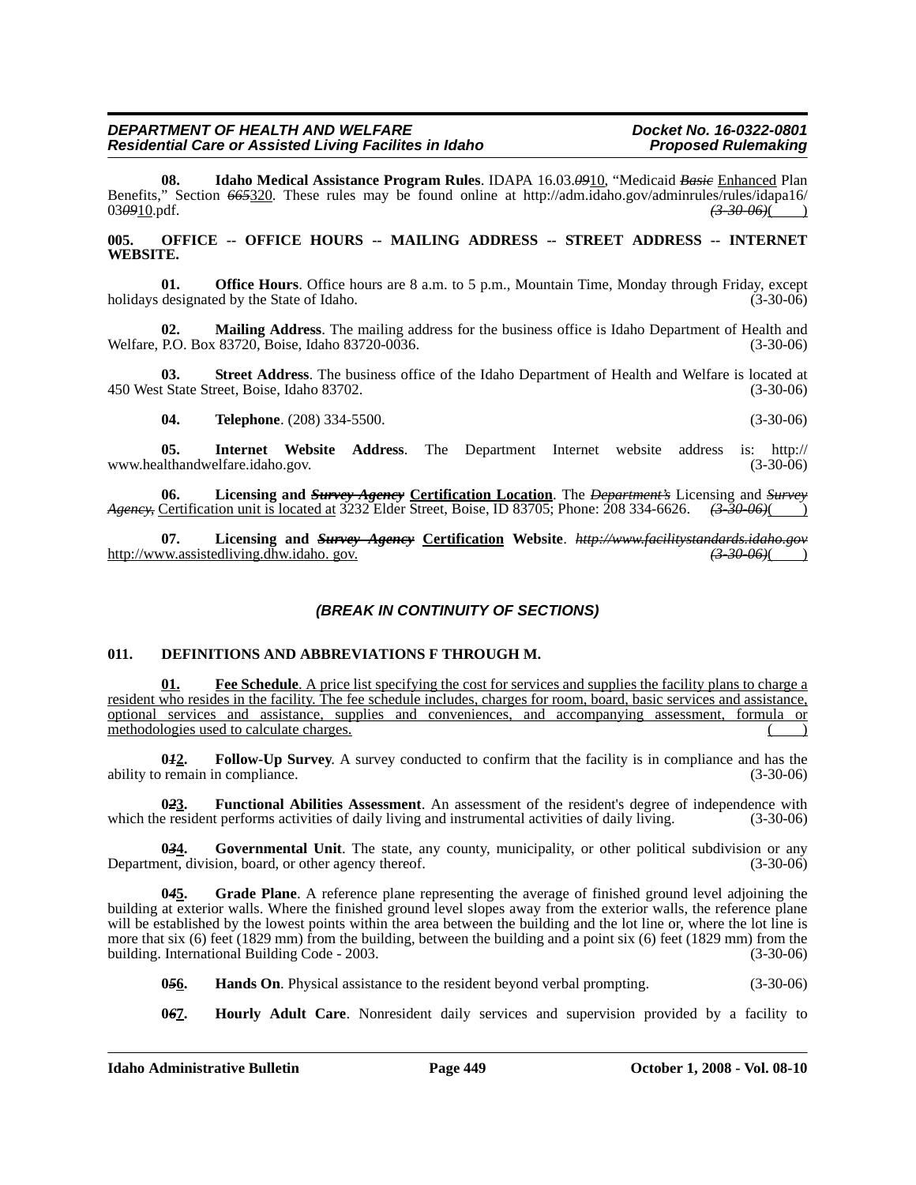**08. Idaho Medical Assistance Program Rules**. IDAPA 16.03.~~09~~10, "Medicaid ~~Basic~~ Enhanced Plan Benefits," Section ~~665~~320. These rules may be found online at http://adm.idaho.gov/adminrules/rules/idapa16/03~~09~~10.pdf. ~~(3-30-06)~~( )

**005. OFFICE -- OFFICE HOURS -- MAILING ADDRESS -- STREET ADDRESS -- INTERNET WEBSITE.**

**01. Office Hours**. Office hours are 8 a.m. to 5 p.m., Mountain Time, Monday through Friday, except holidays designated by the State of Idaho. (3-30-06)

**02. Mailing Address**. The mailing address for the business office is Idaho Department of Health and Welfare, P.O. Box 83720, Boise, Idaho 83720-0036. (3-30-06)

**03. Street Address**. The business office of the Idaho Department of Health and Welfare is located at 450 West State Street, Boise, Idaho 83702. (3-30-06)

**04. Telephone**. (208) 334-5500. (3-30-06)

**05. Internet Website Address**. The Department Internet website address is: http://www.healthandwelfare.idaho.gov. (3-30-06)

**06. Licensing and ~~Survey Agency~~ Certification Location**. The ~~Department's~~ Licensing and ~~Survey Agency,~~ Certification unit is located at 3232 Elder Street, Boise, ID 83705; Phone: 208 334-6626. ~~(3-30-06)~~( )

**07. Licensing and ~~Survey Agency~~ Certification Website**. ~~http://www.facilitystandards.idaho.gov~~ http://www.assistedliving.dhw.idaho. gov. ~~(3-30-06)~~( )

***(BREAK IN CONTINUITY OF SECTIONS)***

**011. DEFINITIONS AND ABBREVIATIONS F THROUGH M.**

**01. Fee Schedule**. A price list specifying the cost for services and supplies the facility plans to charge a resident who resides in the facility. The fee schedule includes, charges for room, board, basic services and assistance, optional services and assistance, supplies and conveniences, and accompanying assessment, formula or methodologies used to calculate charges. ( )

**0~~1~~2. Follow-Up Survey**. A survey conducted to confirm that the facility is in compliance and has the ability to remain in compliance. (3-30-06)

**0~~2~~3. Functional Abilities Assessment**. An assessment of the resident's degree of independence with which the resident performs activities of daily living and instrumental activities of daily living. (3-30-06)

**0~~3~~4. Governmental Unit**. The state, any county, municipality, or other political subdivision or any Department, division, board, or other agency thereof. (3-30-06)

**0~~4~~5. Grade Plane**. A reference plane representing the average of finished ground level adjoining the building at exterior walls. Where the finished ground level slopes away from the exterior walls, the reference plane will be established by the lowest points within the area between the building and the lot line or, where the lot line is more that six (6) feet (1829 mm) from the building, between the building and a point six (6) feet (1829 mm) from the building. International Building Code - 2003. (3-30-06)

**0~~5~~6. Hands On**. Physical assistance to the resident beyond verbal prompting. (3-30-06)

**0~~6~~7. Hourly Adult Care**. Nonresident daily services and supervision provided by a facility to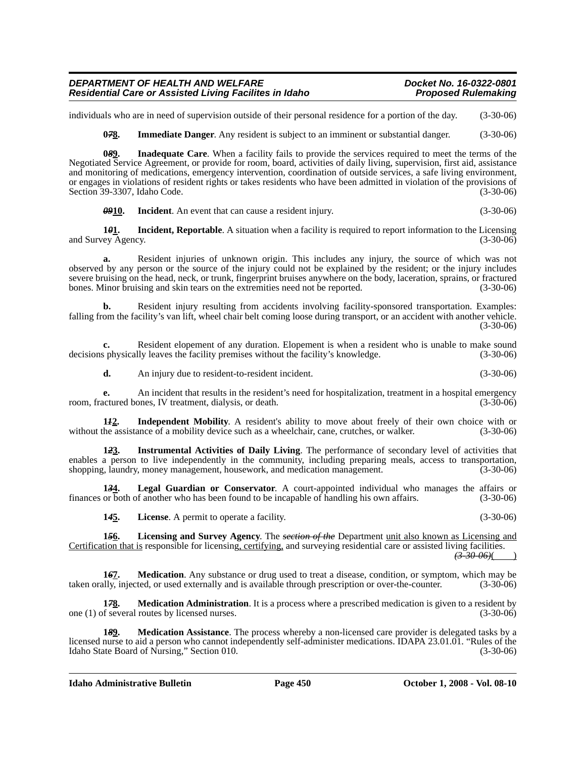individuals who are in need of supervision outside of their personal residence for a portion of the day. (3-30-06)

**0~~7~~8.** **Immediate Danger**. Any resident is subject to an imminent or substantial danger. (3-30-06)

**0~~8~~9.** **Inadequate Care**. When a facility fails to provide the services required to meet the terms of the Negotiated Service Agreement, or provide for room, board, activities of daily living, supervision, first aid, assistance and monitoring of medications, emergency intervention, coordination of outside services, a safe living environment, or engages in violations of resident rights or takes residents who have been admitted in violation of the provisions of Section 39-3307, Idaho Code. (3-30-06)

**~~09~~10.** **Incident**. An event that can cause a resident injury. (3-30-06)

**1~~0~~1.** **Incident, Reportable**. A situation when a facility is required to report information to the Licensing and Survey Agency. (3-30-06)

**a.** Resident injuries of unknown origin. This includes any injury, the source of which was not observed by any person or the source of the injury could not be explained by the resident; or the injury includes severe bruising on the head, neck, or trunk, fingerprint bruises anywhere on the body, laceration, sprains, or fractured bones. Minor bruising and skin tears on the extremities need not be reported. (3-30-06)

**b.** Resident injury resulting from accidents involving facility-sponsored transportation. Examples: falling from the facility's van lift, wheel chair belt coming loose during transport, or an accident with another vehicle. (3-30-06)

**c.** Resident elopement of any duration. Elopement is when a resident who is unable to make sound decisions physically leaves the facility premises without the facility's knowledge. (3-30-06)

**d.** An injury due to resident-to-resident incident. (3-30-06)

**e.** An incident that results in the resident's need for hospitalization, treatment in a hospital emergency room, fractured bones, IV treatment, dialysis, or death. (3-30-06)

**1~~1~~2.** **Independent Mobility**. A resident's ability to move about freely of their own choice with or without the assistance of a mobility device such as a wheelchair, cane, crutches, or walker. (3-30-06)

**1~~2~~3.** **Instrumental Activities of Daily Living**. The performance of secondary level of activities that enables a person to live independently in the community, including preparing meals, access to transportation, shopping, laundry, money management, housework, and medication management. (3-30-06)

**1~~3~~4.** **Legal Guardian or Conservator**. A court-appointed individual who manages the affairs or finances or both of another who has been found to be incapable of handling his own affairs. (3-30-06)

**1~~4~~5.** **License**. A permit to operate a facility. (3-30-06)

**1~~5~~6.** **Licensing and Survey Agency**. The ~~*section of the*~~ Department <u>unit also known as Licensing and Certification that is</u> responsible for licensing<u>, certifying,</u> and surveying residential care or assisted living facilities. ~~*(3-30-06)*~~( )

**1~~6~~7.** **Medication**. Any substance or drug used to treat a disease, condition, or symptom, which may be taken orally, injected, or used externally and is available through prescription or over-the-counter. (3-30-06)

**1~~7~~8.** **Medication Administration**. It is a process where a prescribed medication is given to a resident by one (1) of several routes by licensed nurses. (3-30-06)

**1~~8~~9.** **Medication Assistance**. The process whereby a non-licensed care provider is delegated tasks by a licensed nurse to aid a person who cannot independently self-administer medications. IDAPA 23.01.01. "Rules of the Idaho State Board of Nursing," Section 010. (3-30-06)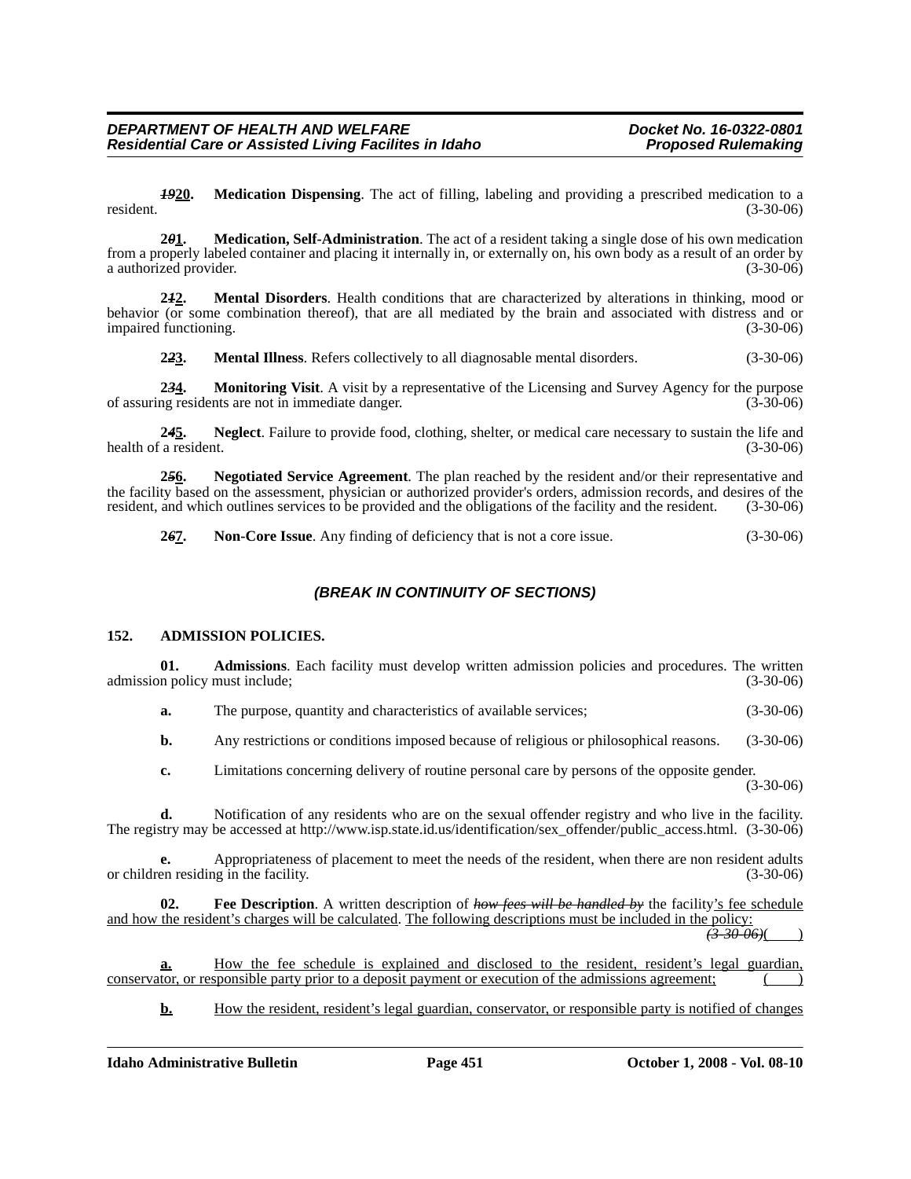***19*20.** **Medication Dispensing**. The act of filling, labeling and providing a prescribed medication to a resident. (3-30-06)

**2*0*1.** **Medication, Self-Administration**. The act of a resident taking a single dose of his own medication from a properly labeled container and placing it internally in, or externally on, his own body as a result of an order by a authorized provider. (3-30-06)

**2*1*2.** **Mental Disorders**. Health conditions that are characterized by alterations in thinking, mood or behavior (or some combination thereof), that are all mediated by the brain and associated with distress and or impaired functioning. (3-30-06)

**2*2*3.** **Mental Illness**. Refers collectively to all diagnosable mental disorders. (3-30-06)

**2*3*4.** **Monitoring Visit**. A visit by a representative of the Licensing and Survey Agency for the purpose of assuring residents are not in immediate danger. (3-30-06)

**2*4*5.** **Neglect**. Failure to provide food, clothing, shelter, or medical care necessary to sustain the life and health of a resident. (3-30-06)

**2*5*6.** **Negotiated Service Agreement**. The plan reached by the resident and/or their representative and the facility based on the assessment, physician or authorized provider's orders, admission records, and desires of the resident, and which outlines services to be provided and the obligations of the facility and the resident. (3-30-06)

**2*6*7.** **Non-Core Issue**. Any finding of deficiency that is not a core issue. (3-30-06)

***(BREAK IN CONTINUITY OF SECTIONS)***

**152. ADMISSION POLICIES.**

**01.** **Admissions**. Each facility must develop written admission policies and procedures. The written admission policy must include; (3-30-06)

**a.** The purpose, quantity and characteristics of available services; (3-30-06)

**b.** Any restrictions or conditions imposed because of religious or philosophical reasons. (3-30-06)

**c.** Limitations concerning delivery of routine personal care by persons of the opposite gender. (3-30-06)

**d.** Notification of any residents who are on the sexual offender registry and who live in the facility. The registry may be accessed at http://www.isp.state.id.us/identification/sex_offender/public_access.html. (3-30-06)

**e.** Appropriateness of placement to meet the needs of the resident, when there are non resident adults or children residing in the facility. (3-30-06)

**02.** **Fee Description**. A written description of ~~*how fees will be handled by*~~ the facility<u>'s fee schedule and how the resident's charges will be calculated</u>. <u>The following descriptions must be included in the policy:</u> ~~*(3-30-06)*~~( )

<u>**a.** How the fee schedule is explained and disclosed to the resident, resident's legal guardian, conservator, or responsible party prior to a deposit payment or execution of the admissions agreement;</u> ( )

<u>**b.** How the resident, resident's legal guardian, conservator, or responsible party is notified of changes</u>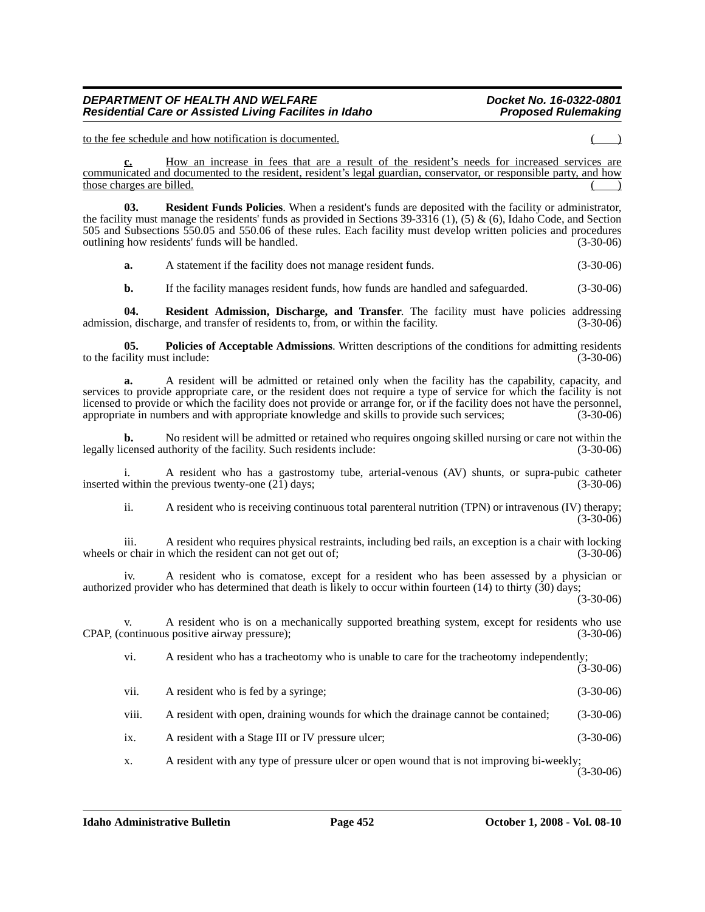to the fee schedule and how notification is documented. ( )

**c.** How an increase in fees that are a result of the resident's needs for increased services are communicated and documented to the resident, resident's legal guardian, conservator, or responsible party, and how those charges are billed. ( )

**03. Resident Funds Policies**. When a resident's funds are deposited with the facility or administrator, the facility must manage the residents' funds as provided in Sections 39-3316 (1), (5) & (6), Idaho Code, and Section 505 and Subsections 550.05 and 550.06 of these rules. Each facility must develop written policies and procedures outlining how residents' funds will be handled. (3-30-06)

**a.** A statement if the facility does not manage resident funds. (3-30-06)

**b.** If the facility manages resident funds, how funds are handled and safeguarded. (3-30-06)

**04. Resident Admission, Discharge, and Transfer**. The facility must have policies addressing admission, discharge, and transfer of residents to, from, or within the facility. (3-30-06)

**05. Policies of Acceptable Admissions**. Written descriptions of the conditions for admitting residents to the facility must include: (3-30-06)

**a.** A resident will be admitted or retained only when the facility has the capability, capacity, and services to provide appropriate care, or the resident does not require a type of service for which the facility is not licensed to provide or which the facility does not provide or arrange for, or if the facility does not have the personnel, appropriate in numbers and with appropriate knowledge and skills to provide such services; (3-30-06)

**b.** No resident will be admitted or retained who requires ongoing skilled nursing or care not within the legally licensed authority of the facility. Such residents include: (3-30-06)

i. A resident who has a gastrostomy tube, arterial-venous (AV) shunts, or supra-pubic catheter inserted within the previous twenty-one (21) days; (3-30-06)

ii. A resident who is receiving continuous total parenteral nutrition (TPN) or intravenous (IV) therapy; (3-30-06)

iii. A resident who requires physical restraints, including bed rails, an exception is a chair with locking wheels or chair in which the resident can not get out of; (3-30-06)

iv. A resident who is comatose, except for a resident who has been assessed by a physician or authorized provider who has determined that death is likely to occur within fourteen (14) to thirty (30) days; (3-30-06)

v. A resident who is on a mechanically supported breathing system, except for residents who use CPAP, (continuous positive airway pressure); (3-30-06)

vi. A resident who has a tracheotomy who is unable to care for the tracheotomy independently; (3-30-06)

vii. A resident who is fed by a syringe; (3-30-06)

viii. A resident with open, draining wounds for which the drainage cannot be contained; (3-30-06)

ix. A resident with a Stage III or IV pressure ulcer; (3-30-06)

x. A resident with any type of pressure ulcer or open wound that is not improving bi-weekly; (3-30-06)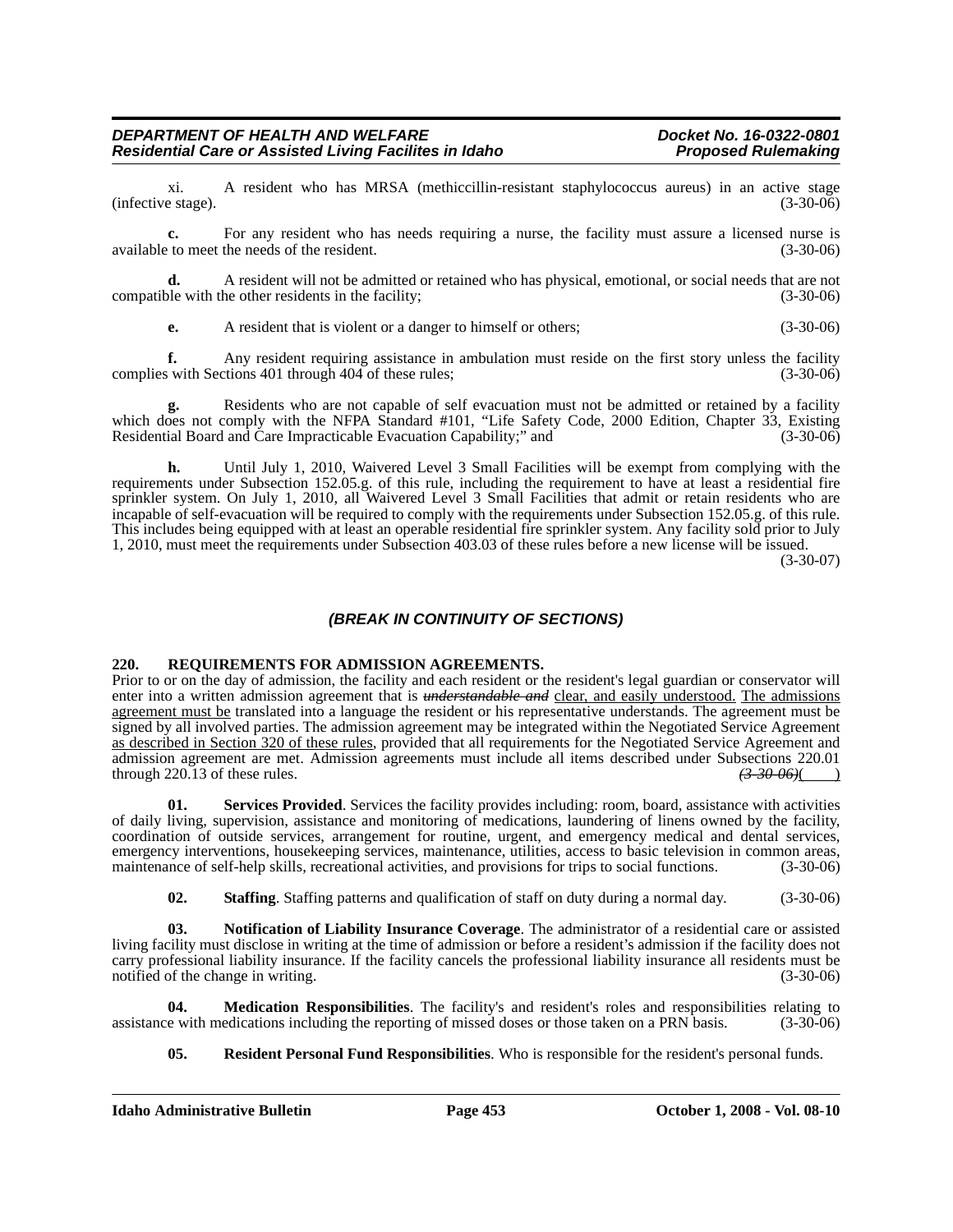xi. A resident who has MRSA (methiccillin-resistant staphylococcus aureus) in an active stage (infective stage). (3-30-06)

**c.** For any resident who has needs requiring a nurse, the facility must assure a licensed nurse is available to meet the needs of the resident. (3-30-06)

**d.** A resident will not be admitted or retained who has physical, emotional, or social needs that are not compatible with the other residents in the facility; (3-30-06)

**e.** A resident that is violent or a danger to himself or others; (3-30-06)

**f.** Any resident requiring assistance in ambulation must reside on the first story unless the facility complies with Sections 401 through 404 of these rules; (3-30-06)

**g.** Residents who are not capable of self evacuation must not be admitted or retained by a facility which does not comply with the NFPA Standard #101, "Life Safety Code, 2000 Edition, Chapter 33, Existing Residential Board and Care Impracticable Evacuation Capability;" and (3-30-06)

**h.** Until July 1, 2010, Waivered Level 3 Small Facilities will be exempt from complying with the requirements under Subsection 152.05.g. of this rule, including the requirement to have at least a residential fire sprinkler system. On July 1, 2010, all Waivered Level 3 Small Facilities that admit or retain residents who are incapable of self-evacuation will be required to comply with the requirements under Subsection 152.05.g. of this rule. This includes being equipped with at least an operable residential fire sprinkler system. Any facility sold prior to July 1, 2010, must meet the requirements under Subsection 403.03 of these rules before a new license will be issued. (3-30-07)

***(BREAK IN CONTINUITY OF SECTIONS)***

**220. REQUIREMENTS FOR ADMISSION AGREEMENTS.**

Prior to or on the day of admission, the facility and each resident or the resident's legal guardian or conservator will enter into a written admission agreement that is ~~*understandable and*~~ <u>clear, and easily understood. The admissions agreement must be</u> translated into a language the resident or his representative understands. The agreement must be signed by all involved parties. The admission agreement may be integrated within the Negotiated Service Agreement <u>as described in Section 320 of these rules</u>, provided that all requirements for the Negotiated Service Agreement and admission agreement are met. Admission agreements must include all items described under Subsections 220.01 through 220.13 of these rules. ~~*(3-30-06)*~~( )

**01. Services Provided**. Services the facility provides including: room, board, assistance with activities of daily living, supervision, assistance and monitoring of medications, laundering of linens owned by the facility, coordination of outside services, arrangement for routine, urgent, and emergency medical and dental services, emergency interventions, housekeeping services, maintenance, utilities, access to basic television in common areas, maintenance of self-help skills, recreational activities, and provisions for trips to social functions. (3-30-06)

**02. Staffing**. Staffing patterns and qualification of staff on duty during a normal day. (3-30-06)

**03. Notification of Liability Insurance Coverage**. The administrator of a residential care or assisted living facility must disclose in writing at the time of admission or before a resident's admission if the facility does not carry professional liability insurance. If the facility cancels the professional liability insurance all residents must be notified of the change in writing. (3-30-06)

**04. Medication Responsibilities**. The facility's and resident's roles and responsibilities relating to assistance with medications including the reporting of missed doses or those taken on a PRN basis. (3-30-06)

**05. Resident Personal Fund Responsibilities**. Who is responsible for the resident's personal funds.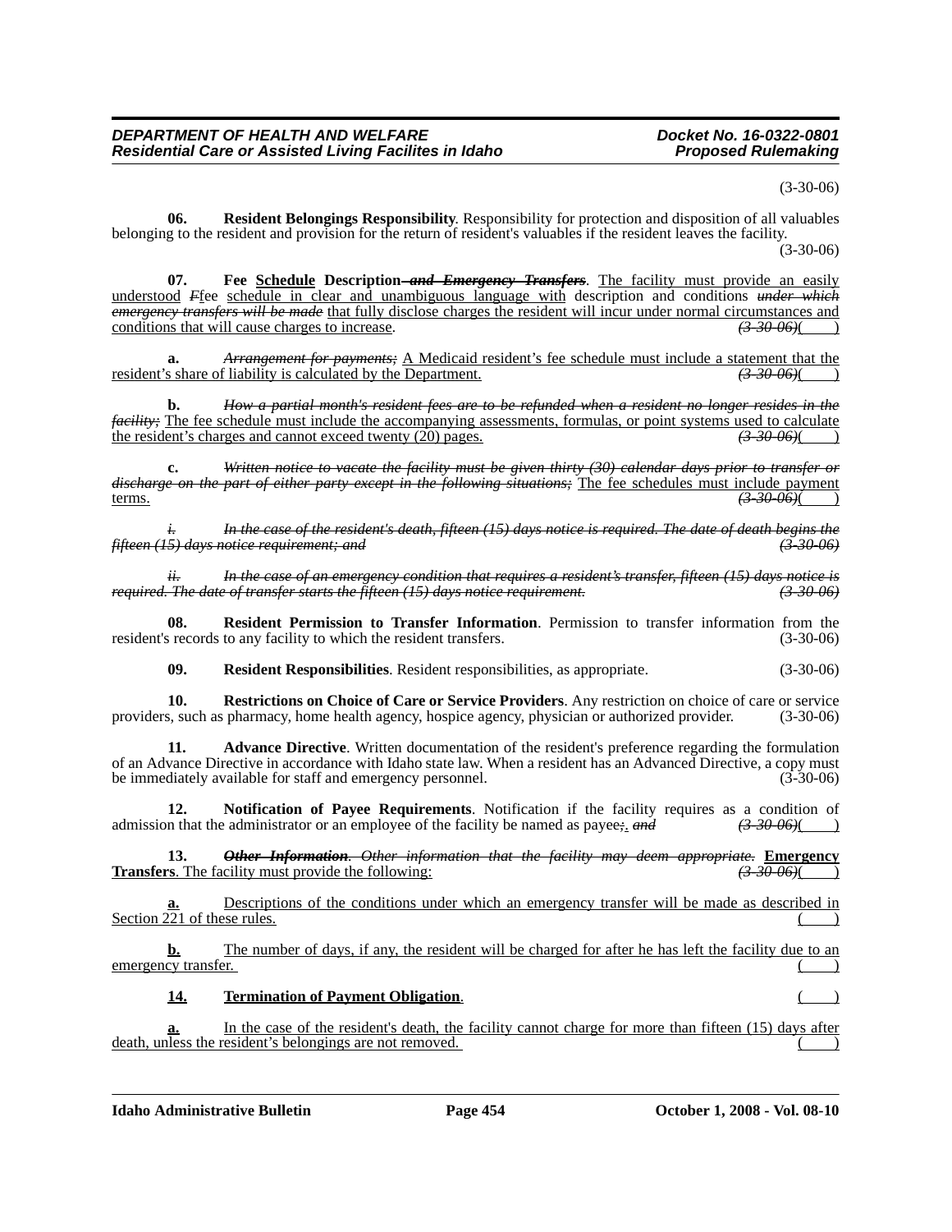(3-30-06)

**06. Resident Belongings Responsibility**. Responsibility for protection and disposition of all valuables belonging to the resident and provision for the return of resident's valuables if the resident leaves the facility. (3-30-06)

**07. Fee Schedule Description ~~and Emergency Transfers~~**. The facility must provide an easily understood ~~F~~fee schedule in clear and unambiguous language with description and conditions ~~under which emergency transfers will be made~~ that fully disclose charges the resident will incur under normal circumstances and conditions that will cause charges to increase. ~~(3-30-06)~~( )

**a.** ~~Arrangement for payments;~~ A Medicaid resident's fee schedule must include a statement that the resident's share of liability is calculated by the Department. ~~(3-30-06)~~( )

**b.** ~~How a partial month's resident fees are to be refunded when a resident no longer resides in the facility;~~ The fee schedule must include the accompanying assessments, formulas, or point systems used to calculate the resident's charges and cannot exceed twenty (20) pages. ~~(3-30-06)~~( )

**c.** ~~Written notice to vacate the facility must be given thirty (30) calendar days prior to transfer or discharge on the part of either party except in the following situations;~~ The fee schedules must include payment terms. ~~(3-30-06)~~( )

~~i. In the case of the resident's death, fifteen (15) days notice is required. The date of death begins the fifteen (15) days notice requirement; and (3-30-06)~~

~~ii. In the case of an emergency condition that requires a resident's transfer, fifteen (15) days notice is required. The date of transfer starts the fifteen (15) days notice requirement. (3-30-06)~~

**08. Resident Permission to Transfer Information**. Permission to transfer information from the resident's records to any facility to which the resident transfers. (3-30-06)

**09. Resident Responsibilities**. Resident responsibilities, as appropriate. (3-30-06)

**10. Restrictions on Choice of Care or Service Providers**. Any restriction on choice of care or service providers, such as pharmacy, home health agency, hospice agency, physician or authorized provider. (3-30-06)

**11. Advance Directive**. Written documentation of the resident's preference regarding the formulation of an Advance Directive in accordance with Idaho state law. When a resident has an Advanced Directive, a copy must be immediately available for staff and emergency personnel. (3-30-06)

**12. Notification of Payee Requirements**. Notification if the facility requires as a condition of admission that the administrator or an employee of the facility be named as payee~~;~~. ~~and~~ ~~(3-30-06)~~( )

**13.** ~~**Other Information**. Other information that the facility may deem appropriate.~~ **Emergency Transfers**. The facility must provide the following: ~~(3-30-06)~~( )

**a.** Descriptions of the conditions under which an emergency transfer will be made as described in Section 221 of these rules. ( )

**b.** The number of days, if any, the resident will be charged for after he has left the facility due to an emergency transfer. ( )

**14. Termination of Payment Obligation**. ( )

**a.** In the case of the resident's death, the facility cannot charge for more than fifteen (15) days after death, unless the resident's belongings are not removed. ( )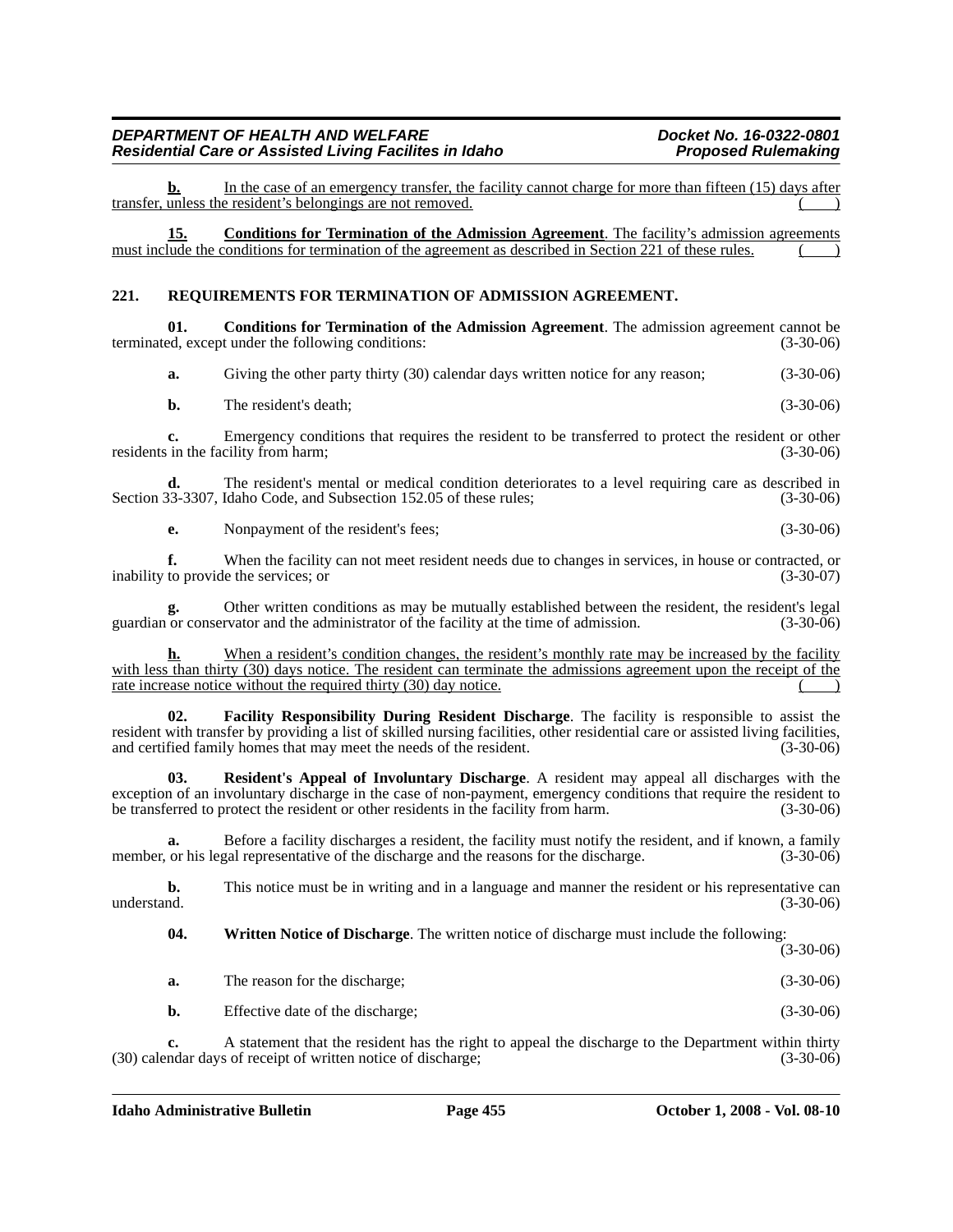**b.** In the case of an emergency transfer, the facility cannot charge for more than fifteen (15) days after transfer, unless the resident's belongings are not removed. ( )

**15. Conditions for Termination of the Admission Agreement**. The facility's admission agreements must include the conditions for termination of the agreement as described in Section 221 of these rules. ( )

## 221. REQUIREMENTS FOR TERMINATION OF ADMISSION AGREEMENT.

**01. Conditions for Termination of the Admission Agreement**. The admission agreement cannot be terminated, except under the following conditions: (3-30-06)

**a.** Giving the other party thirty (30) calendar days written notice for any reason; (3-30-06)

**b.** The resident's death; (3-30-06)

**c.** Emergency conditions that requires the resident to be transferred to protect the resident or other residents in the facility from harm; (3-30-06)

**d.** The resident's mental or medical condition deteriorates to a level requiring care as described in Section 33-3307, Idaho Code, and Subsection 152.05 of these rules; (3-30-06)

**e.** Nonpayment of the resident's fees; (3-30-06)

**f.** When the facility can not meet resident needs due to changes in services, in house or contracted, or inability to provide the services; or (3-30-07)

**g.** Other written conditions as may be mutually established between the resident, the resident's legal guardian or conservator and the administrator of the facility at the time of admission. (3-30-06)

**h.** When a resident's condition changes, the resident's monthly rate may be increased by the facility with less than thirty (30) days notice. The resident can terminate the admissions agreement upon the receipt of the rate increase notice without the required thirty (30) day notice. ( )

**02. Facility Responsibility During Resident Discharge**. The facility is responsible to assist the resident with transfer by providing a list of skilled nursing facilities, other residential care or assisted living facilities, and certified family homes that may meet the needs of the resident. (3-30-06)

**03. Resident's Appeal of Involuntary Discharge**. A resident may appeal all discharges with the exception of an involuntary discharge in the case of non-payment, emergency conditions that require the resident to be transferred to protect the resident or other residents in the facility from harm. (3-30-06)

**a.** Before a facility discharges a resident, the facility must notify the resident, and if known, a family member, or his legal representative of the discharge and the reasons for the discharge. (3-30-06)

**b.** This notice must be in writing and in a language and manner the resident or his representative can understand. (3-30-06)

**04. Written Notice of Discharge**. The written notice of discharge must include the following: (3-30-06)

**a.** The reason for the discharge; (3-30-06)

**b.** Effective date of the discharge; (3-30-06)

**c.** A statement that the resident has the right to appeal the discharge to the Department within thirty (30) calendar days of receipt of written notice of discharge; (3-30-06)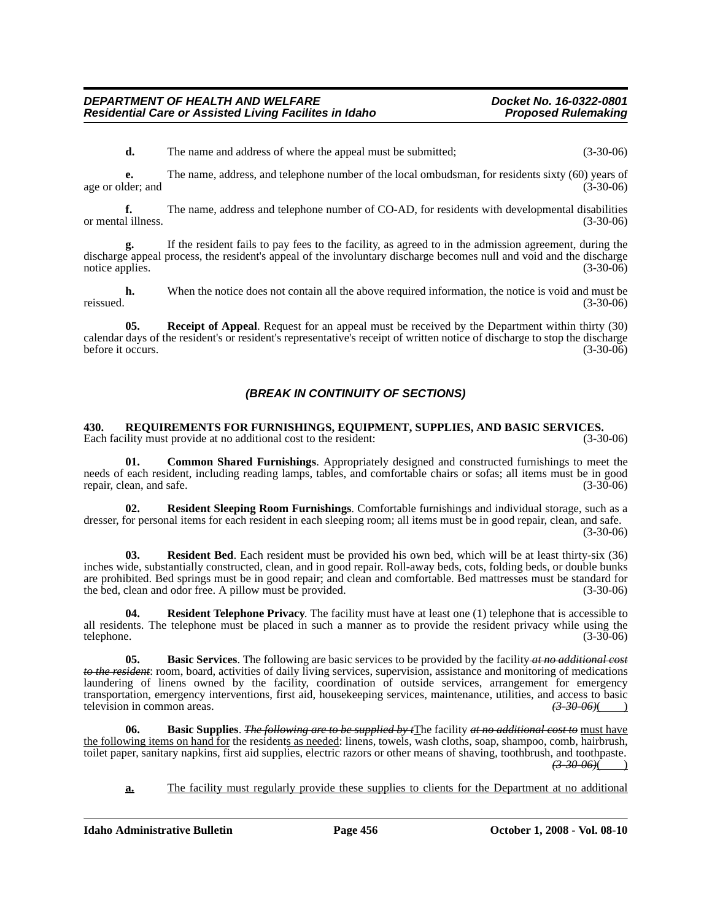**d.** The name and address of where the appeal must be submitted; (3-30-06)

**e.** The name, address, and telephone number of the local ombudsman, for residents sixty (60) years of age or older; and (3-30-06)

**f.** The name, address and telephone number of CO-AD, for residents with developmental disabilities or mental illness. (3-30-06)

**g.** If the resident fails to pay fees to the facility, as agreed to in the admission agreement, during the discharge appeal process, the resident's appeal of the involuntary discharge becomes null and void and the discharge notice applies. (3-30-06)

**h.** When the notice does not contain all the above required information, the notice is void and must be reissued. (3-30-06)

**05. Receipt of Appeal**. Request for an appeal must be received by the Department within thirty (30) calendar days of the resident's or resident's representative's receipt of written notice of discharge to stop the discharge before it occurs. (3-30-06)

***(BREAK IN CONTINUITY OF SECTIONS)***

**430. REQUIREMENTS FOR FURNISHINGS, EQUIPMENT, SUPPLIES, AND BASIC SERVICES.**
Each facility must provide at no additional cost to the resident: (3-30-06)

**01. Common Shared Furnishings**. Appropriately designed and constructed furnishings to meet the needs of each resident, including reading lamps, tables, and comfortable chairs or sofas; all items must be in good repair, clean, and safe. (3-30-06)

**02. Resident Sleeping Room Furnishings**. Comfortable furnishings and individual storage, such as a dresser, for personal items for each resident in each sleeping room; all items must be in good repair, clean, and safe. (3-30-06)

**03. Resident Bed**. Each resident must be provided his own bed, which will be at least thirty-six (36) inches wide, substantially constructed, clean, and in good repair. Roll-away beds, cots, folding beds, or double bunks are prohibited. Bed springs must be in good repair; and clean and comfortable. Bed mattresses must be standard for the bed, clean and odor free. A pillow must be provided. (3-30-06)

**04. Resident Telephone Privacy**. The facility must have at least one (1) telephone that is accessible to all residents. The telephone must be placed in such a manner as to provide the resident privacy while using the telephone. (3-30-06)

**05. Basic Services**. The following are basic services to be provided by the facility ~~*at no additional cost to the resident*~~: room, board, activities of daily living services, supervision, assistance and monitoring of medications laundering of linens owned by the facility, coordination of outside services, arrangement for emergency transportation, emergency interventions, first aid, housekeeping services, maintenance, utilities, and access to basic television in common areas. ~~*(3-30-06)*~~(____)

**06. Basic Supplies**. ~~*The following are to be supplied by t*~~<u>T</u>he facility ~~*at no additional cost to*~~ <u>must have the following items on hand for</u> the resident<u>s as needed</u>: linens, towels, wash cloths, soap, shampoo, comb, hairbrush, toilet paper, sanitary napkins, first aid supplies, electric razors or other means of shaving, toothbrush, and toothpaste. ~~*(3-30-06)*~~(____)

<u>**a.**</u> <u>The facility must regularly provide these supplies to clients for the Department at no additional</u>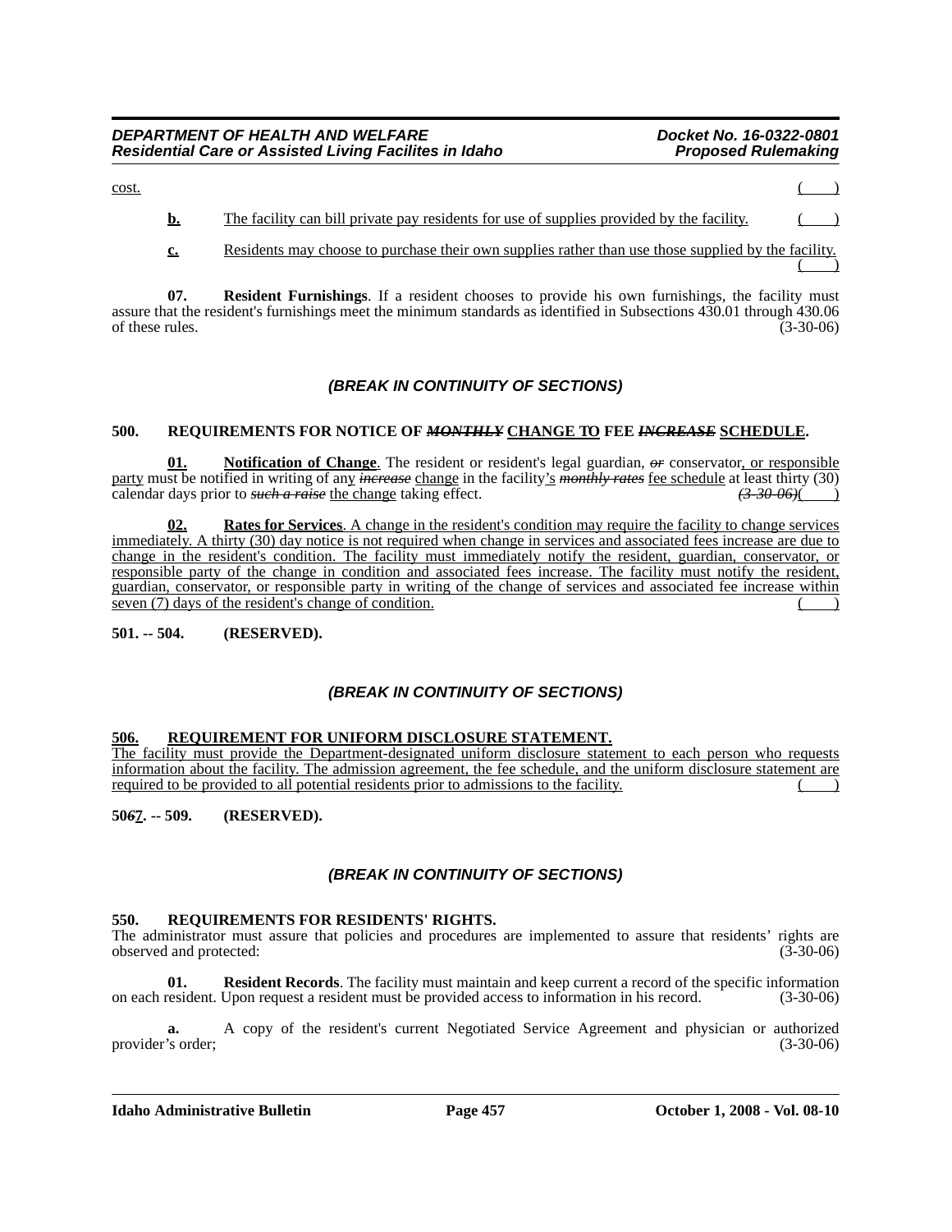cost. ( )

**b.** The facility can bill private pay residents for use of supplies provided by the facility. ( )

**c.** Residents may choose to purchase their own supplies rather than use those supplied by the facility. ( )

**07. Resident Furnishings**. If a resident chooses to provide his own furnishings, the facility must assure that the resident's furnishings meet the minimum standards as identified in Subsections 430.01 through 430.06 of these rules. (3-30-06)

### *(BREAK IN CONTINUITY OF SECTIONS)*

**500. REQUIREMENTS FOR NOTICE OF ~~MONTHLY~~ CHANGE TO FEE ~~INCREASE~~ SCHEDULE.**

**01. Notification of Change**. The resident or resident's legal guardian, ~~or~~ conservator, or responsible party must be notified in writing of any ~~increase~~ change in the facility's ~~monthly rates~~ fee schedule at least thirty (30) calendar days prior to ~~such a raise~~ the change taking effect. ~~(3-30-06)~~( )

**02. Rates for Services**. A change in the resident's condition may require the facility to change services immediately. A thirty (30) day notice is not required when change in services and associated fees increase are due to change in the resident's condition. The facility must immediately notify the resident, guardian, conservator, or responsible party of the change in condition and associated fees increase. The facility must notify the resident, guardian, conservator, or responsible party in writing of the change of services and associated fee increase within seven (7) days of the resident's change of condition. ( )

**501. -- 504. (RESERVED).**

### *(BREAK IN CONTINUITY OF SECTIONS)*

**506. REQUIREMENT FOR UNIFORM DISCLOSURE STATEMENT.**

The facility must provide the Department-designated uniform disclosure statement to each person who requests information about the facility. The admission agreement, the fee schedule, and the uniform disclosure statement are required to be provided to all potential residents prior to admissions to the facility. ( )

**50~~6~~7. -- 509. (RESERVED).**

### *(BREAK IN CONTINUITY OF SECTIONS)*

**550. REQUIREMENTS FOR RESIDENTS' RIGHTS.**

The administrator must assure that policies and procedures are implemented to assure that residents' rights are observed and protected: (3-30-06)

**01. Resident Records**. The facility must maintain and keep current a record of the specific information on each resident. Upon request a resident must be provided access to information in his record. (3-30-06)

**a.** A copy of the resident's current Negotiated Service Agreement and physician or authorized provider's order; (3-30-06)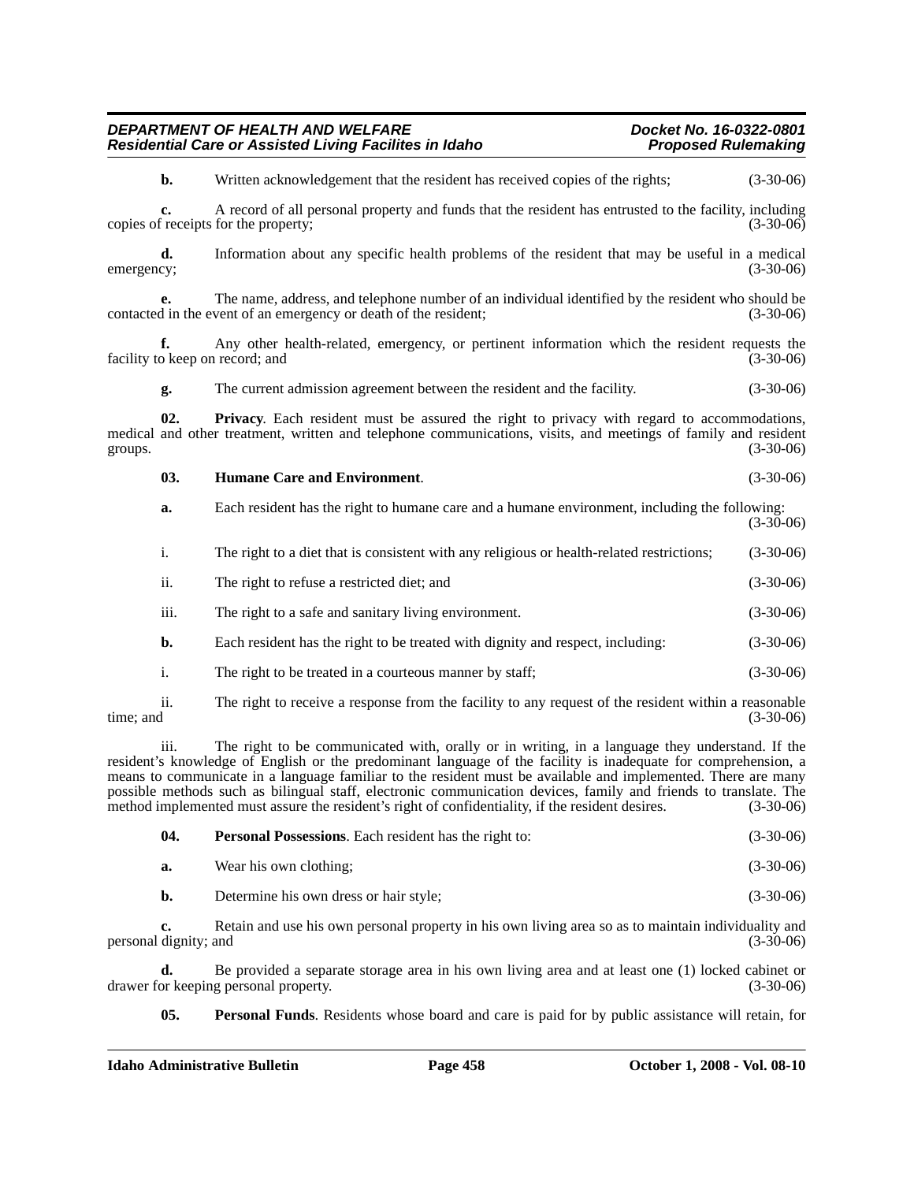**b.** Written acknowledgement that the resident has received copies of the rights; (3-30-06)

**c.** A record of all personal property and funds that the resident has entrusted to the facility, including copies of receipts for the property; (3-30-06)

**d.** Information about any specific health problems of the resident that may be useful in a medical emergency; (3-30-06)

**e.** The name, address, and telephone number of an individual identified by the resident who should be contacted in the event of an emergency or death of the resident; (3-30-06)

**f.** Any other health-related, emergency, or pertinent information which the resident requests the facility to keep on record; and (3-30-06)

**g.** The current admission agreement between the resident and the facility. (3-30-06)

**02. Privacy**. Each resident must be assured the right to privacy with regard to accommodations, medical and other treatment, written and telephone communications, visits, and meetings of family and resident groups. (3-30-06)

**03. Humane Care and Environment**. (3-30-06)

**a.** Each resident has the right to humane care and a humane environment, including the following: (3-30-06)

i. The right to a diet that is consistent with any religious or health-related restrictions; (3-30-06)

ii. The right to refuse a restricted diet; and (3-30-06)

iii. The right to a safe and sanitary living environment. (3-30-06)

**b.** Each resident has the right to be treated with dignity and respect, including: (3-30-06)

i. The right to be treated in a courteous manner by staff; (3-30-06)

ii. The right to receive a response from the facility to any request of the resident within a reasonable time; and (3-30-06)

iii. The right to be communicated with, orally or in writing, in a language they understand. If the resident's knowledge of English or the predominant language of the facility is inadequate for comprehension, a means to communicate in a language familiar to the resident must be available and implemented. There are many possible methods such as bilingual staff, electronic communication devices, family and friends to translate. The method implemented must assure the resident's right of confidentiality, if the resident desires. (3-30-06)

**04. Personal Possessions**. Each resident has the right to: (3-30-06)

**a.** Wear his own clothing; (3-30-06)

**b.** Determine his own dress or hair style; (3-30-06)

**c.** Retain and use his own personal property in his own living area so as to maintain individuality and personal dignity; and (3-30-06)

**d.** Be provided a separate storage area in his own living area and at least one (1) locked cabinet or drawer for keeping personal property. (3-30-06)

**05. Personal Funds**. Residents whose board and care is paid for by public assistance will retain, for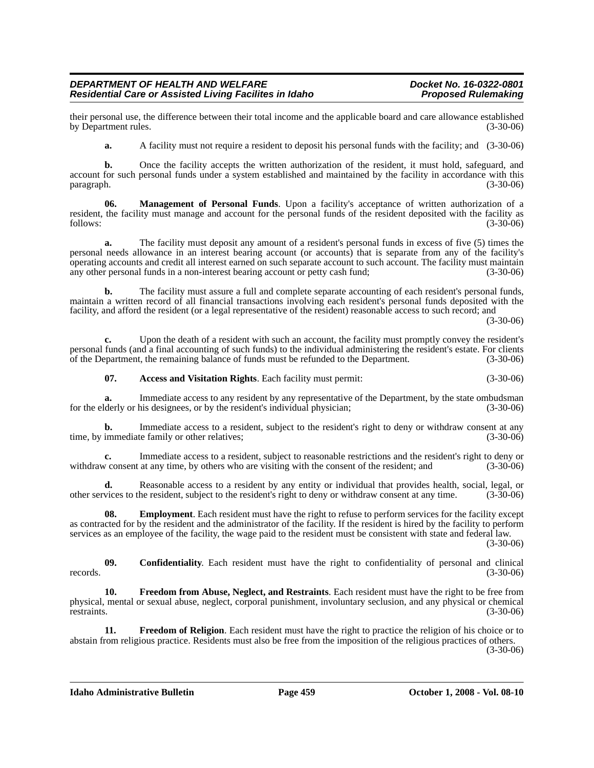their personal use, the difference between their total income and the applicable board and care allowance established by Department rules. (3-30-06)

**a.** A facility must not require a resident to deposit his personal funds with the facility; and (3-30-06)

**b.** Once the facility accepts the written authorization of the resident, it must hold, safeguard, and account for such personal funds under a system established and maintained by the facility in accordance with this paragraph. (3-30-06)

**06. Management of Personal Funds**. Upon a facility's acceptance of written authorization of a resident, the facility must manage and account for the personal funds of the resident deposited with the facility as follows: (3-30-06)

**a.** The facility must deposit any amount of a resident's personal funds in excess of five (5) times the personal needs allowance in an interest bearing account (or accounts) that is separate from any of the facility's operating accounts and credit all interest earned on such separate account to such account. The facility must maintain any other personal funds in a non-interest bearing account or petty cash fund; (3-30-06)

**b.** The facility must assure a full and complete separate accounting of each resident's personal funds, maintain a written record of all financial transactions involving each resident's personal funds deposited with the facility, and afford the resident (or a legal representative of the resident) reasonable access to such record; and (3-30-06)

**c.** Upon the death of a resident with such an account, the facility must promptly convey the resident's personal funds (and a final accounting of such funds) to the individual administering the resident's estate. For clients of the Department, the remaining balance of funds must be refunded to the Department. (3-30-06)

**07. Access and Visitation Rights**. Each facility must permit: (3-30-06)

**a.** Immediate access to any resident by any representative of the Department, by the state ombudsman for the elderly or his designees, or by the resident's individual physician; (3-30-06)

**b.** Immediate access to a resident, subject to the resident's right to deny or withdraw consent at any time, by immediate family or other relatives; (3-30-06)

**c.** Immediate access to a resident, subject to reasonable restrictions and the resident's right to deny or withdraw consent at any time, by others who are visiting with the consent of the resident; and (3-30-06)

**d.** Reasonable access to a resident by any entity or individual that provides health, social, legal, or other services to the resident, subject to the resident's right to deny or withdraw consent at any time. (3-30-06)

**08. Employment**. Each resident must have the right to refuse to perform services for the facility except as contracted for by the resident and the administrator of the facility. If the resident is hired by the facility to perform services as an employee of the facility, the wage paid to the resident must be consistent with state and federal law. (3-30-06)

**09. Confidentiality**. Each resident must have the right to confidentiality of personal and clinical records. (3-30-06)

**10. Freedom from Abuse, Neglect, and Restraints**. Each resident must have the right to be free from physical, mental or sexual abuse, neglect, corporal punishment, involuntary seclusion, and any physical or chemical restraints. (3-30-06)

**11. Freedom of Religion**. Each resident must have the right to practice the religion of his choice or to abstain from religious practice. Residents must also be free from the imposition of the religious practices of others. (3-30-06)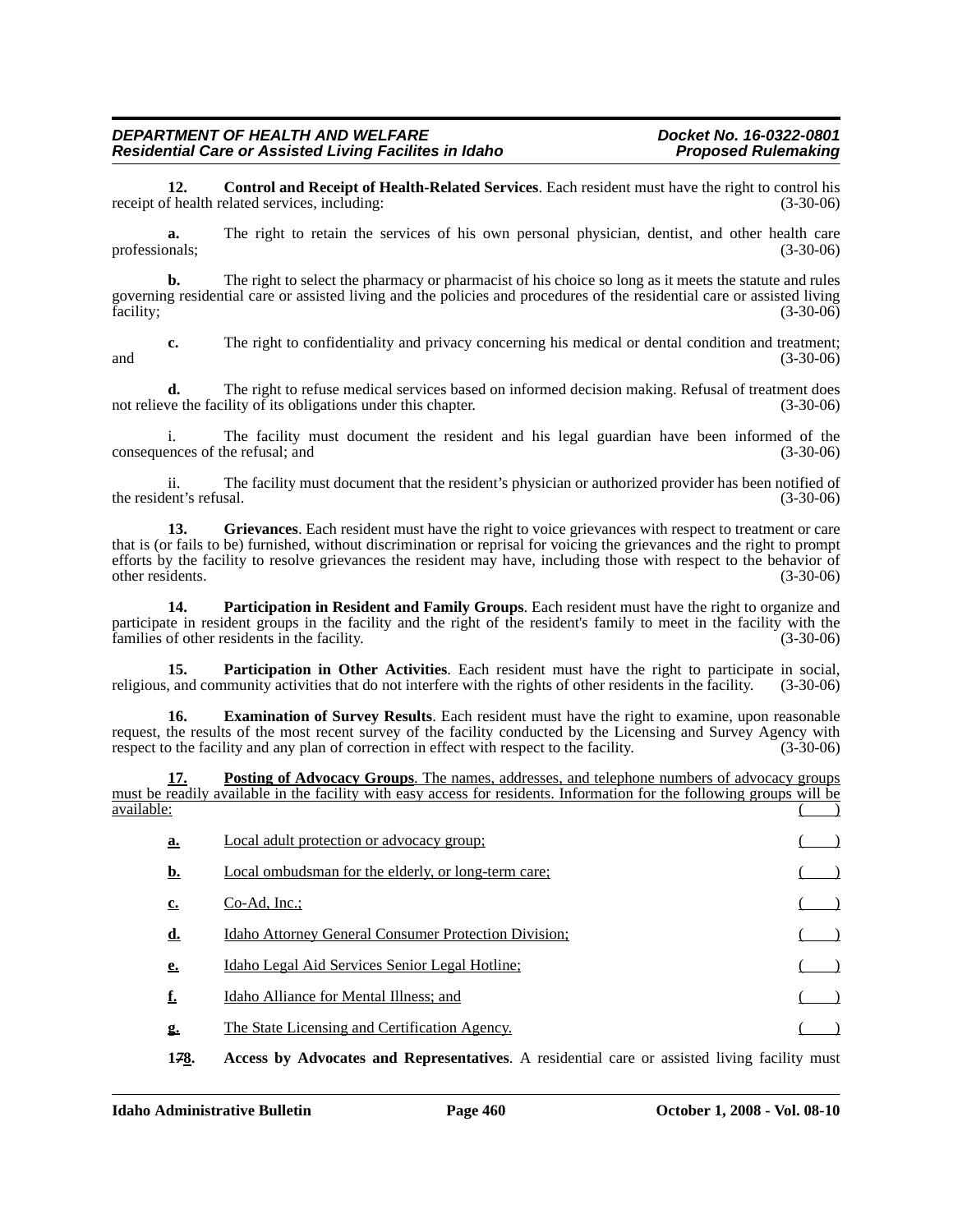**12. Control and Receipt of Health-Related Services**. Each resident must have the right to control his receipt of health related services, including: (3-30-06)

**a.** The right to retain the services of his own personal physician, dentist, and other health care professionals; (3-30-06)

**b.** The right to select the pharmacy or pharmacist of his choice so long as it meets the statute and rules governing residential care or assisted living and the policies and procedures of the residential care or assisted living facility; (3-30-06)

**c.** The right to confidentiality and privacy concerning his medical or dental condition and treatment; and (3-30-06)

**d.** The right to refuse medical services based on informed decision making. Refusal of treatment does not relieve the facility of its obligations under this chapter. (3-30-06)

i. The facility must document the resident and his legal guardian have been informed of the consequences of the refusal; and (3-30-06)

ii. The facility must document that the resident's physician or authorized provider has been notified of the resident's refusal. (3-30-06)

**13. Grievances**. Each resident must have the right to voice grievances with respect to treatment or care that is (or fails to be) furnished, without discrimination or reprisal for voicing the grievances and the right to prompt efforts by the facility to resolve grievances the resident may have, including those with respect to the behavior of other residents. (3-30-06)

**14. Participation in Resident and Family Groups**. Each resident must have the right to organize and participate in resident groups in the facility and the right of the resident's family to meet in the facility with the families of other residents in the facility. (3-30-06)

**15. Participation in Other Activities**. Each resident must have the right to participate in social, religious, and community activities that do not interfere with the rights of other residents in the facility. (3-30-06)

**16. Examination of Survey Results**. Each resident must have the right to examine, upon reasonable request, the results of the most recent survey of the facility conducted by the Licensing and Survey Agency with respect to the facility and any plan of correction in effect with respect to the facility. (3-30-06)

**17. Posting of Advocacy Groups**. The names, addresses, and telephone numbers of advocacy groups must be readily available in the facility with easy access for residents. Information for the following groups will be available: ( )

**a.** Local adult protection or advocacy group; ( )

**b.** Local ombudsman for the elderly, or long-term care; ( )

**c.** Co-Ad, Inc.; ( )

**d.** Idaho Attorney General Consumer Protection Division; ( )

**e.** Idaho Legal Aid Services Senior Legal Hotline; ( )

**f.** Idaho Alliance for Mental Illness; and ( )

**g.** The State Licensing and Certification Agency. ( )

**1~~7~~8. Access by Advocates and Representatives**. A residential care or assisted living facility must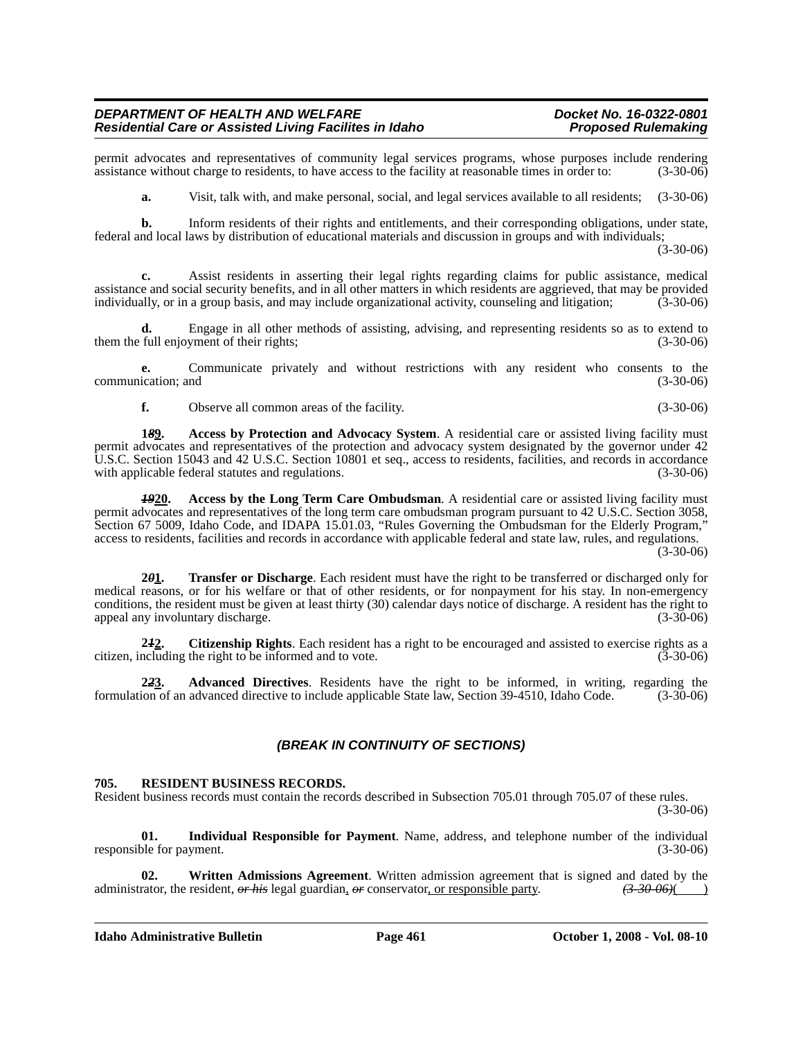permit advocates and representatives of community legal services programs, whose purposes include rendering assistance without charge to residents, to have access to the facility at reasonable times in order to: (3-30-06)

**a.** Visit, talk with, and make personal, social, and legal services available to all residents; (3-30-06)

**b.** Inform residents of their rights and entitlements, and their corresponding obligations, under state, federal and local laws by distribution of educational materials and discussion in groups and with individuals; (3-30-06)

**c.** Assist residents in asserting their legal rights regarding claims for public assistance, medical assistance and social security benefits, and in all other matters in which residents are aggrieved, that may be provided individually, or in a group basis, and may include organizational activity, counseling and litigation; (3-30-06)

**d.** Engage in all other methods of assisting, advising, and representing residents so as to extend to them the full enjoyment of their rights; (3-30-06)

**e.** Communicate privately and without restrictions with any resident who consents to the communication; and (3-30-06)

**f.** Observe all common areas of the facility. (3-30-06)

**1~~8~~9.** **Access by Protection and Advocacy System**. A residential care or assisted living facility must permit advocates and representatives of the protection and advocacy system designated by the governor under 42 U.S.C. Section 15043 and 42 U.S.C. Section 10801 et seq., access to residents, facilities, and records in accordance with applicable federal statutes and regulations. (3-30-06)

**~~19~~20.** **Access by the Long Term Care Ombudsman**. A residential care or assisted living facility must permit advocates and representatives of the long term care ombudsman program pursuant to 42 U.S.C. Section 3058, Section 67 5009, Idaho Code, and IDAPA 15.01.03, "Rules Governing the Ombudsman for the Elderly Program," access to residents, facilities and records in accordance with applicable federal and state law, rules, and regulations. (3-30-06)

**2~~0~~1.** **Transfer or Discharge**. Each resident must have the right to be transferred or discharged only for medical reasons, or for his welfare or that of other residents, or for nonpayment for his stay. In non-emergency conditions, the resident must be given at least thirty (30) calendar days notice of discharge. A resident has the right to appeal any involuntary discharge. (3-30-06)

**2~~1~~2.** **Citizenship Rights**. Each resident has a right to be encouraged and assisted to exercise rights as a citizen, including the right to be informed and to vote. (3-30-06)

**2~~2~~3.** **Advanced Directives**. Residents have the right to be informed, in writing, regarding the formulation of an advanced directive to include applicable State law, Section 39-4510, Idaho Code. (3-30-06)

### *(BREAK IN CONTINUITY OF SECTIONS)*

**705. RESIDENT BUSINESS RECORDS.**

Resident business records must contain the records described in Subsection 705.01 through 705.07 of these rules. (3-30-06)

**01.** **Individual Responsible for Payment**. Name, address, and telephone number of the individual responsible for payment. (3-30-06)

**02.** **Written Admissions Agreement**. Written admission agreement that is signed and dated by the administrator, the resident, ~~or his~~ legal guardian, ~~or~~ conservator, or responsible party. ~~(3-30-06)~~( )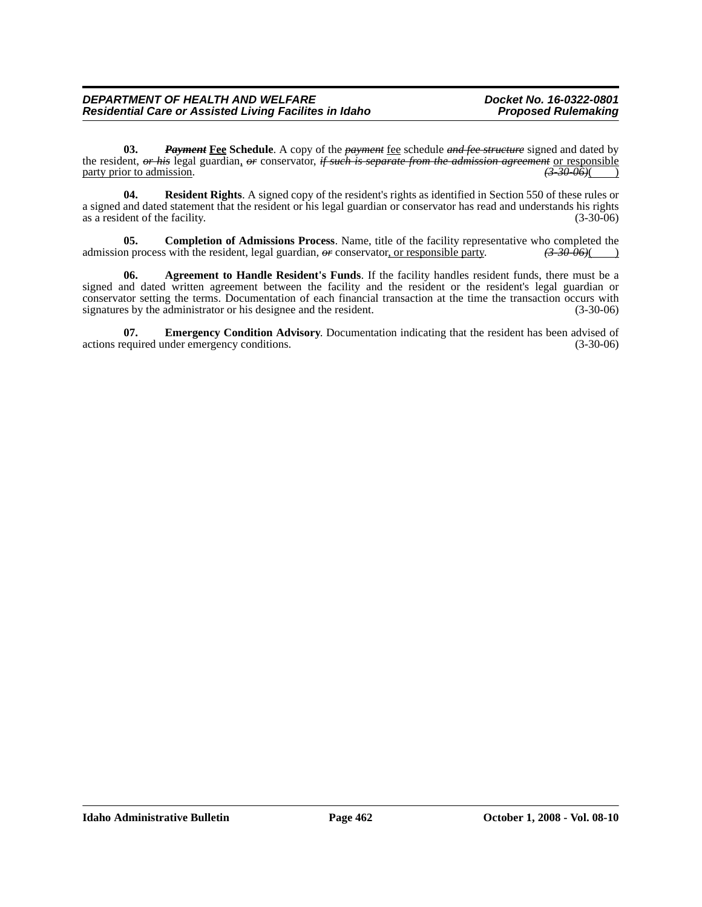**03. *~~Payment~~* Fee Schedule**. A copy of the *~~payment~~* fee schedule *~~and fee structure~~* signed and dated by the resident, *~~or his~~* legal guardian, *~~or~~* conservator, *~~if such is separate from the admission agreement~~* or responsible party prior to admission. *~~(3-30-06)~~*( )

**04. Resident Rights**. A signed copy of the resident's rights as identified in Section 550 of these rules or a signed and dated statement that the resident or his legal guardian or conservator has read and understands his rights as a resident of the facility. (3-30-06)

**05. Completion of Admissions Process**. Name, title of the facility representative who completed the admission process with the resident, legal guardian, *~~or~~* conservator, or responsible party. *~~(3-30-06)~~*( )

**06. Agreement to Handle Resident's Funds**. If the facility handles resident funds, there must be a signed and dated written agreement between the facility and the resident or the resident's legal guardian or conservator setting the terms. Documentation of each financial transaction at the time the transaction occurs with signatures by the administrator or his designee and the resident. (3-30-06)

**07. Emergency Condition Advisory**. Documentation indicating that the resident has been advised of actions required under emergency conditions. (3-30-06)